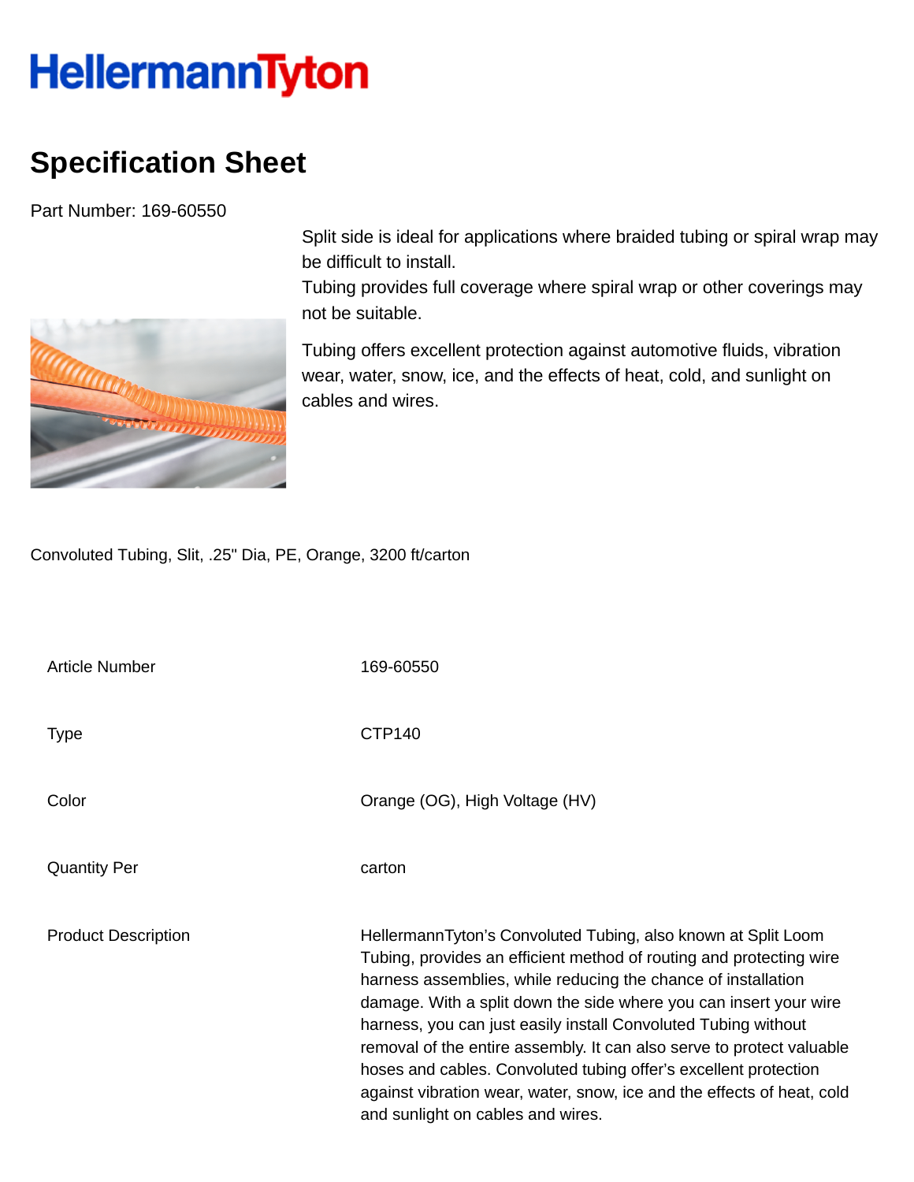# HellermannTyton

## Specification Sheet

Part Number: 169-60550

Split side is ideal for applications where braided tubing or spiral wrap may be difficult to install.
Tubing provides full coverage where spiral wrap or other coverings may not be suitable.

Tubing offers excellent protection against automotive fluids, vibration wear, water, snow, ice, and the effects of heat, cold, and sunlight on cables and wires.

Convoluted Tubing, Slit, .25" Dia, PE, Orange, 3200 ft/carton

| | |
|---|---|
| Article Number | 169-60550 |
| Type | CTP140 |
| Color | Orange (OG), High Voltage (HV) |
| Quantity Per | carton |
| Product Description | HellermannTyton's Convoluted Tubing, also known at Split Loom Tubing, provides an efficient method of routing and protecting wire harness assemblies, while reducing the chance of installation damage. With a split down the side where you can insert your wire harness, you can just easily install Convoluted Tubing without removal of the entire assembly. It can also serve to protect valuable hoses and cables. Convoluted tubing offer's excellent protection against vibration wear, water, snow, ice and the effects of heat, cold and sunlight on cables and wires. |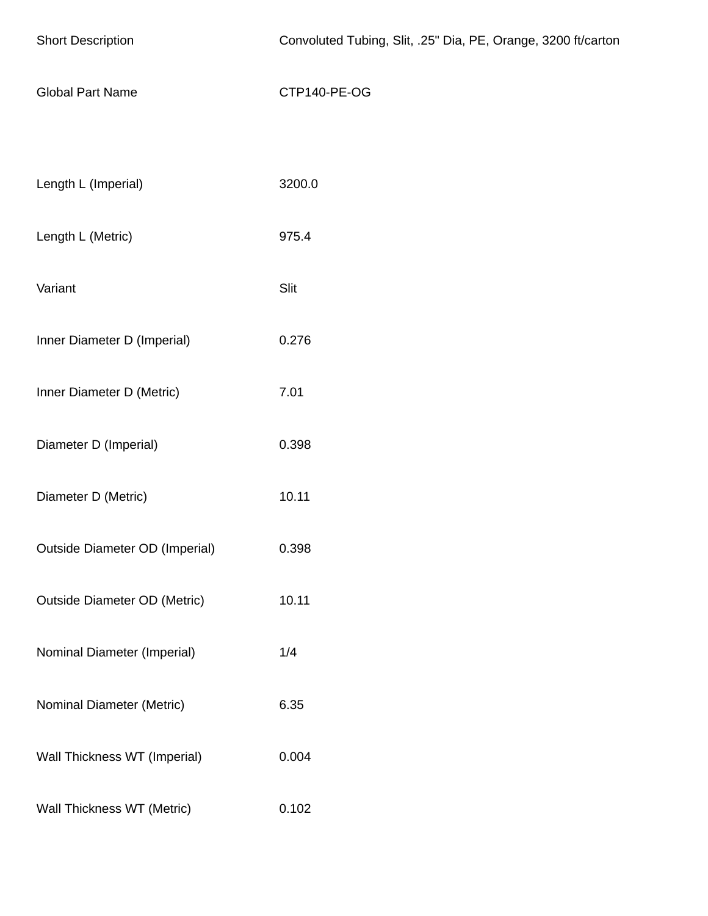| | |
|---|---|
| Short Description | Convoluted Tubing, Slit, .25" Dia, PE, Orange, 3200 ft/carton |
| Global Part Name | CTP140-PE-OG |
| | |
| Length L (Imperial) | 3200.0 |
| Length L (Metric) | 975.4 |
| Variant | Slit |
| Inner Diameter D (Imperial) | 0.276 |
| Inner Diameter D (Metric) | 7.01 |
| Diameter D (Imperial) | 0.398 |
| Diameter D (Metric) | 10.11 |
| Outside Diameter OD (Imperial) | 0.398 |
| Outside Diameter OD (Metric) | 10.11 |
| Nominal Diameter (Imperial) | 1/4 |
| Nominal Diameter (Metric) | 6.35 |
| Wall Thickness WT (Imperial) | 0.004 |
| Wall Thickness WT (Metric) | 0.102 |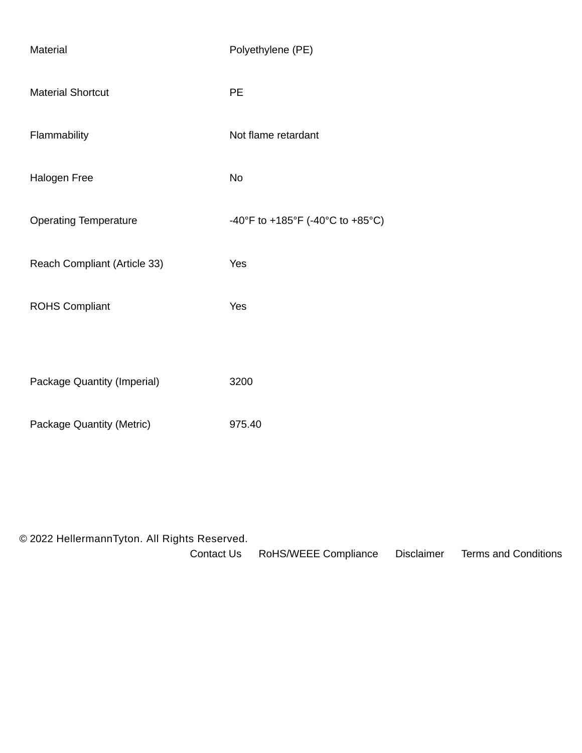| | |
|---|---|
| Material | Polyethylene (PE) |
| Material Shortcut | PE |
| Flammability | Not flame retardant |
| Halogen Free | No |
| Operating Temperature | -40°F to +185°F (-40°C to +85°C) |
| Reach Compliant (Article 33) | Yes |
| ROHS Compliant | Yes |

| | |
|---|---|
| Package Quantity (Imperial) | 3200 |
| Package Quantity (Metric) | 975.40 |

© 2022 HellermannTyton. All Rights Reserved.

Contact Us RoHS/WEEE Compliance Disclaimer Terms and Conditions